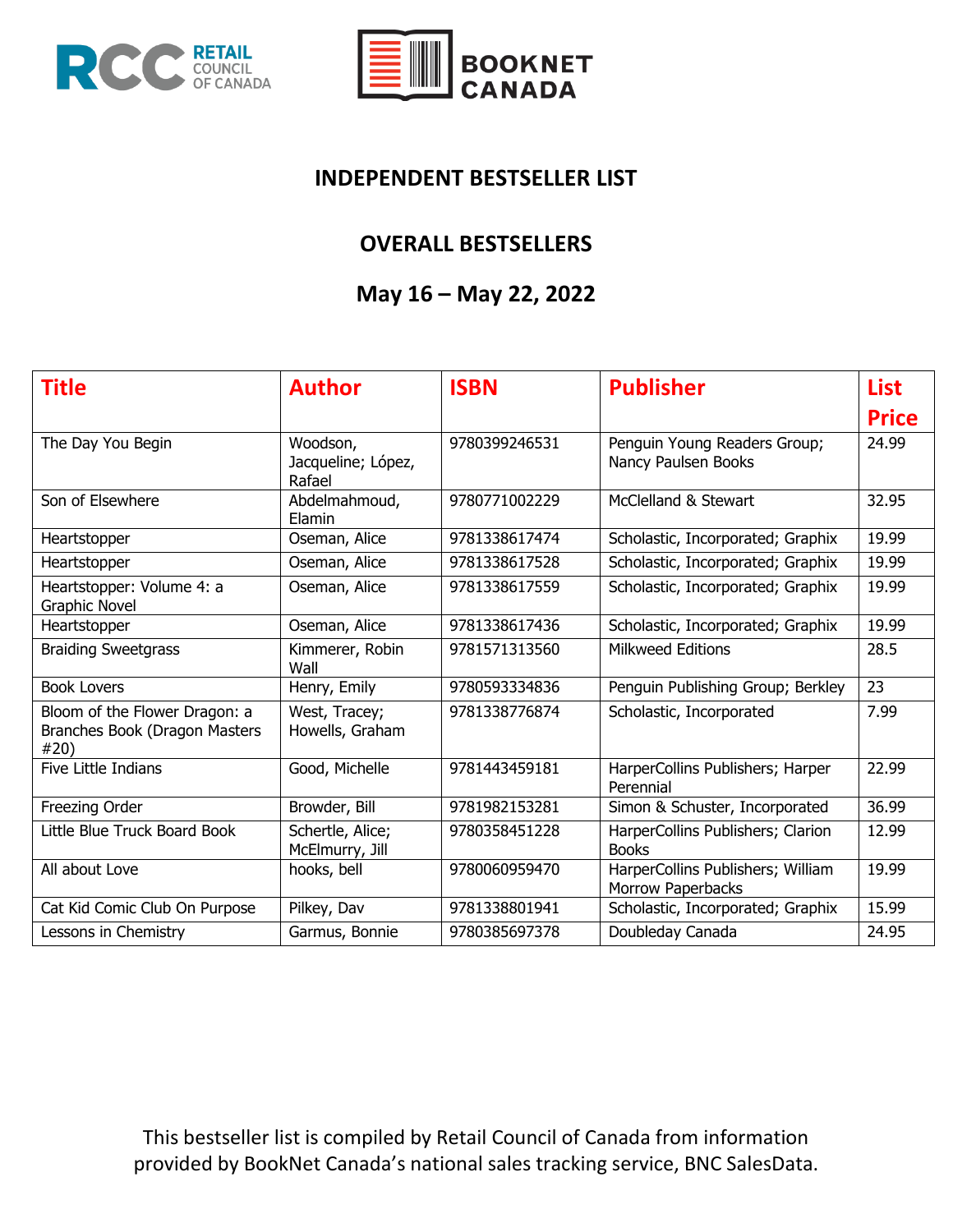# INDEPENDENT BESTSELLER LIST

## OVERALL BESTSELLERS

## May 16 – May 22, 2022

| Title | Author | ISBN | Publisher | List Price |
|---|---|---|---|---|
| The Day You Begin | Woodson, Jacqueline; López, Rafael | 9780399246531 | Penguin Young Readers Group; Nancy Paulsen Books | 24.99 |
| Son of Elsewhere | Abdelmahmoud, Elamin | 9780771002229 | McClelland & Stewart | 32.95 |
| Heartstopper | Oseman, Alice | 9781338617474 | Scholastic, Incorporated; Graphix | 19.99 |
| Heartstopper | Oseman, Alice | 9781338617528 | Scholastic, Incorporated; Graphix | 19.99 |
| Heartstopper: Volume 4: a Graphic Novel | Oseman, Alice | 9781338617559 | Scholastic, Incorporated; Graphix | 19.99 |
| Heartstopper | Oseman, Alice | 9781338617436 | Scholastic, Incorporated; Graphix | 19.99 |
| Braiding Sweetgrass | Kimmerer, Robin Wall | 9781571313560 | Milkweed Editions | 28.5 |
| Book Lovers | Henry, Emily | 9780593334836 | Penguin Publishing Group; Berkley | 23 |
| Bloom of the Flower Dragon: a Branches Book (Dragon Masters #20) | West, Tracey; Howells, Graham | 9781338776874 | Scholastic, Incorporated | 7.99 |
| Five Little Indians | Good, Michelle | 9781443459181 | HarperCollins Publishers; Harper Perennial | 22.99 |
| Freezing Order | Browder, Bill | 9781982153281 | Simon & Schuster, Incorporated | 36.99 |
| Little Blue Truck Board Book | Schertle, Alice; McElmurry, Jill | 9780358451228 | HarperCollins Publishers; Clarion Books | 12.99 |
| All about Love | hooks, bell | 9780060959470 | HarperCollins Publishers; William Morrow Paperbacks | 19.99 |
| Cat Kid Comic Club On Purpose | Pilkey, Dav | 9781338801941 | Scholastic, Incorporated; Graphix | 15.99 |
| Lessons in Chemistry | Garmus, Bonnie | 9780385697378 | Doubleday Canada | 24.95 |

This bestseller list is compiled by Retail Council of Canada from information provided by BookNet Canada's national sales tracking service, BNC SalesData.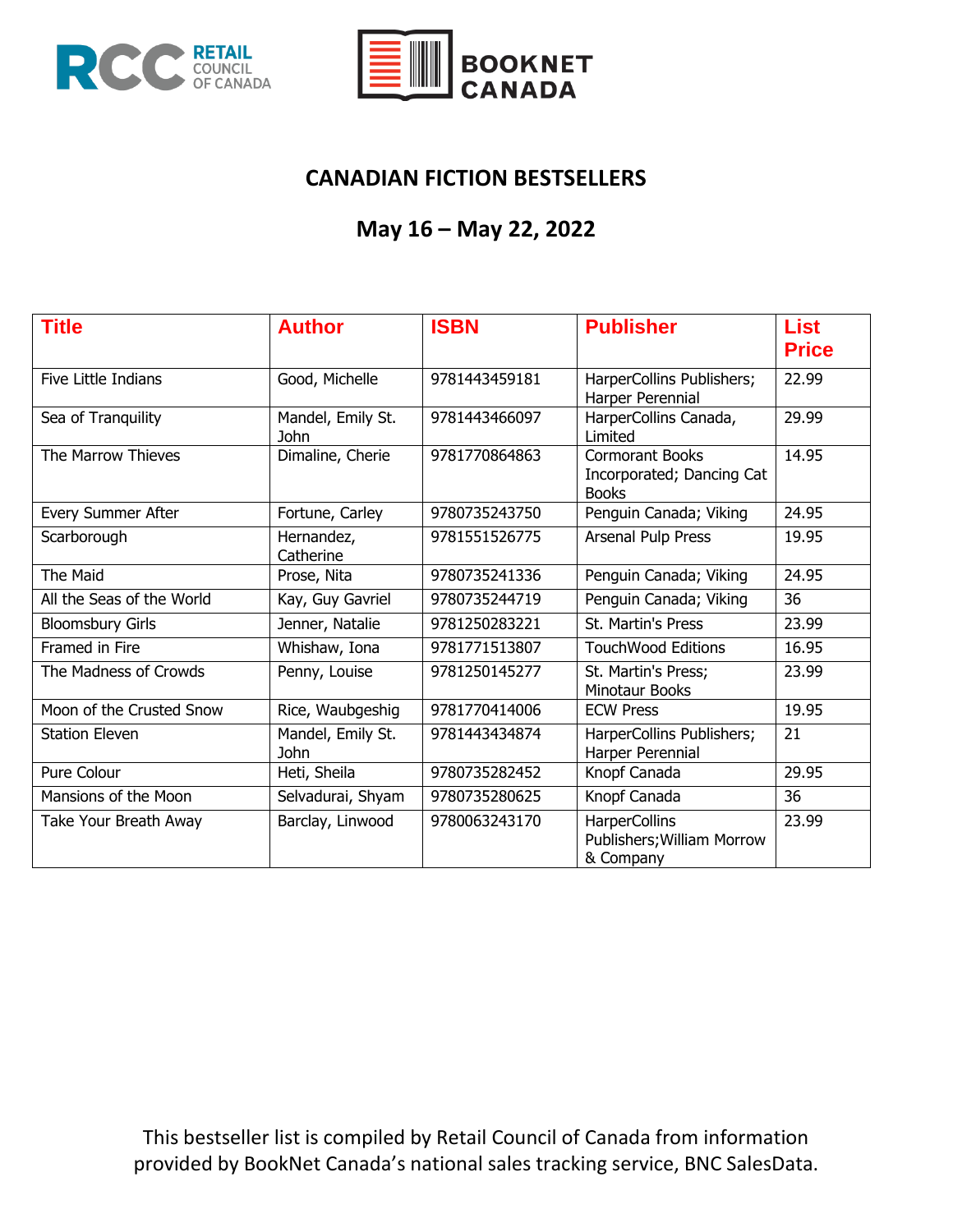## CANADIAN FICTION BESTSELLERS

## May 16 – May 22, 2022

| Title | Author | ISBN | Publisher | List Price |
|---|---|---|---|---|
| Five Little Indians | Good, Michelle | 9781443459181 | HarperCollins Publishers; Harper Perennial | 22.99 |
| Sea of Tranquility | Mandel, Emily St. John | 9781443466097 | HarperCollins Canada, Limited | 29.99 |
| The Marrow Thieves | Dimaline, Cherie | 9781770864863 | Cormorant Books Incorporated; Dancing Cat Books | 14.95 |
| Every Summer After | Fortune, Carley | 9780735243750 | Penguin Canada; Viking | 24.95 |
| Scarborough | Hernandez, Catherine | 9781551526775 | Arsenal Pulp Press | 19.95 |
| The Maid | Prose, Nita | 9780735241336 | Penguin Canada; Viking | 24.95 |
| All the Seas of the World | Kay, Guy Gavriel | 9780735244719 | Penguin Canada; Viking | 36 |
| Bloomsbury Girls | Jenner, Natalie | 9781250283221 | St. Martin's Press | 23.99 |
| Framed in Fire | Whishaw, Iona | 9781771513807 | TouchWood Editions | 16.95 |
| The Madness of Crowds | Penny, Louise | 9781250145277 | St. Martin's Press; Minotaur Books | 23.99 |
| Moon of the Crusted Snow | Rice, Waubgeshig | 9781770414006 | ECW Press | 19.95 |
| Station Eleven | Mandel, Emily St. John | 9781443434874 | HarperCollins Publishers; Harper Perennial | 21 |
| Pure Colour | Heti, Sheila | 9780735282452 | Knopf Canada | 29.95 |
| Mansions of the Moon | Selvadurai, Shyam | 9780735280625 | Knopf Canada | 36 |
| Take Your Breath Away | Barclay, Linwood | 9780063243170 | HarperCollins Publishers;William Morrow & Company | 23.99 |

This bestseller list is compiled by Retail Council of Canada from information provided by BookNet Canada's national sales tracking service, BNC SalesData.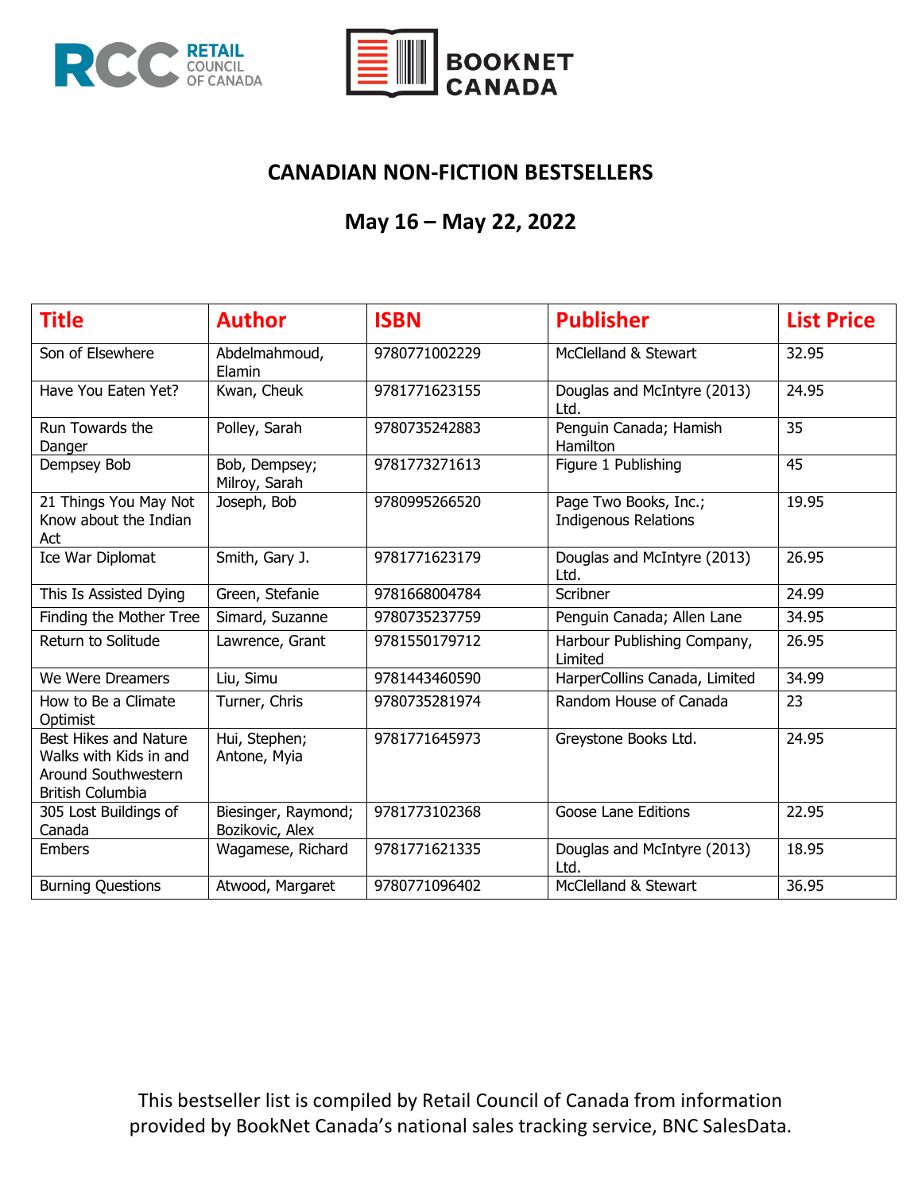## CANADIAN NON-FICTION BESTSELLERS

## May 16 – May 22, 2022

| Title | Author | ISBN | Publisher | List Price |
|---|---|---|---|---|
| Son of Elsewhere | Abdelmahmoud, Elamin | 9780771002229 | McClelland & Stewart | 32.95 |
| Have You Eaten Yet? | Kwan, Cheuk | 9781771623155 | Douglas and McIntyre (2013) Ltd. | 24.95 |
| Run Towards the Danger | Polley, Sarah | 9780735242883 | Penguin Canada; Hamish Hamilton | 35 |
| Dempsey Bob | Bob, Dempsey; Milroy, Sarah | 9781773271613 | Figure 1 Publishing | 45 |
| 21 Things You May Not Know about the Indian Act | Joseph, Bob | 9780995266520 | Page Two Books, Inc.; Indigenous Relations | 19.95 |
| Ice War Diplomat | Smith, Gary J. | 9781771623179 | Douglas and McIntyre (2013) Ltd. | 26.95 |
| This Is Assisted Dying | Green, Stefanie | 9781668004784 | Scribner | 24.99 |
| Finding the Mother Tree | Simard, Suzanne | 9780735237759 | Penguin Canada; Allen Lane | 34.95 |
| Return to Solitude | Lawrence, Grant | 9781550179712 | Harbour Publishing Company, Limited | 26.95 |
| We Were Dreamers | Liu, Simu | 9781443460590 | HarperCollins Canada, Limited | 34.99 |
| How to Be a Climate Optimist | Turner, Chris | 9780735281974 | Random House of Canada | 23 |
| Best Hikes and Nature Walks with Kids in and Around Southwestern British Columbia | Hui, Stephen; Antone, Myia | 9781771645973 | Greystone Books Ltd. | 24.95 |
| 305 Lost Buildings of Canada | Biesinger, Raymond; Bozikovic, Alex | 9781773102368 | Goose Lane Editions | 22.95 |
| Embers | Wagamese, Richard | 9781771621335 | Douglas and McIntyre (2013) Ltd. | 18.95 |
| Burning Questions | Atwood, Margaret | 9780771096402 | McClelland & Stewart | 36.95 |

This bestseller list is compiled by Retail Council of Canada from information provided by BookNet Canada's national sales tracking service, BNC SalesData.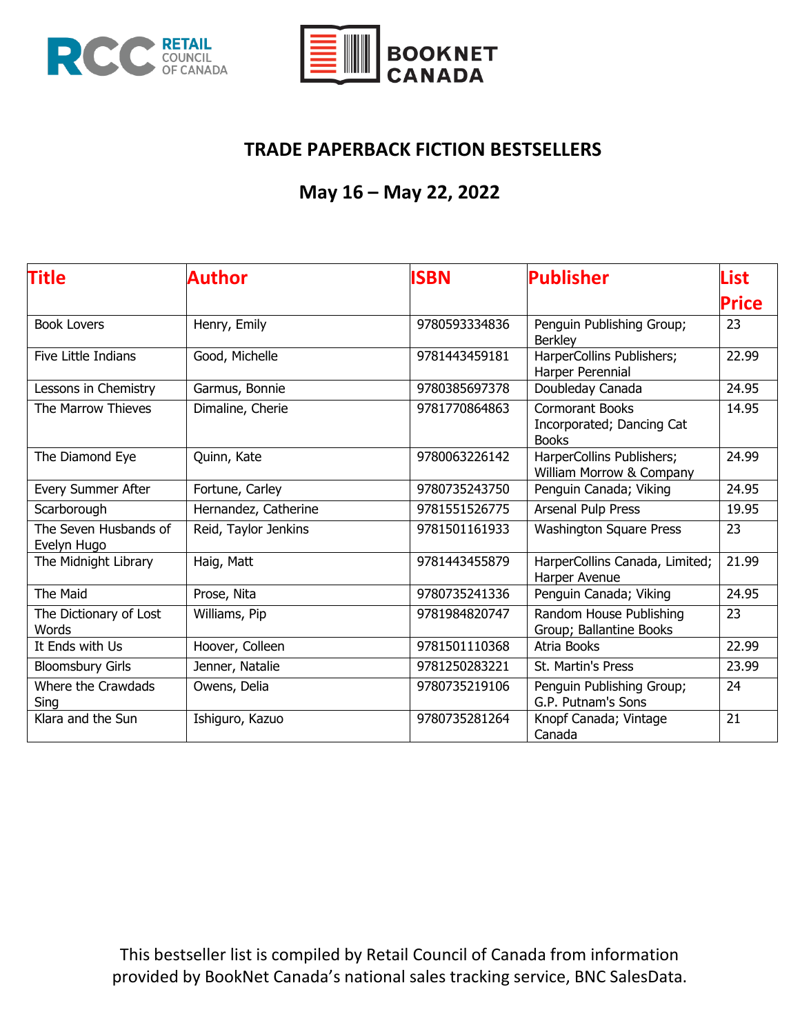## TRADE PAPERBACK FICTION BESTSELLERS

### May 16 – May 22, 2022

| Title | Author | ISBN | Publisher | List Price |
|---|---|---|---|---|
| Book Lovers | Henry, Emily | 9780593334836 | Penguin Publishing Group; Berkley | 23 |
| Five Little Indians | Good, Michelle | 9781443459181 | HarperCollins Publishers; Harper Perennial | 22.99 |
| Lessons in Chemistry | Garmus, Bonnie | 9780385697378 | Doubleday Canada | 24.95 |
| The Marrow Thieves | Dimaline, Cherie | 9781770864863 | Cormorant Books Incorporated; Dancing Cat Books | 14.95 |
| The Diamond Eye | Quinn, Kate | 9780063226142 | HarperCollins Publishers; William Morrow & Company | 24.99 |
| Every Summer After | Fortune, Carley | 9780735243750 | Penguin Canada; Viking | 24.95 |
| Scarborough | Hernandez, Catherine | 9781551526775 | Arsenal Pulp Press | 19.95 |
| The Seven Husbands of Evelyn Hugo | Reid, Taylor Jenkins | 9781501161933 | Washington Square Press | 23 |
| The Midnight Library | Haig, Matt | 9781443455879 | HarperCollins Canada, Limited; Harper Avenue | 21.99 |
| The Maid | Prose, Nita | 9780735241336 | Penguin Canada; Viking | 24.95 |
| The Dictionary of Lost Words | Williams, Pip | 9781984820747 | Random House Publishing Group; Ballantine Books | 23 |
| It Ends with Us | Hoover, Colleen | 9781501110368 | Atria Books | 22.99 |
| Bloomsbury Girls | Jenner, Natalie | 9781250283221 | St. Martin's Press | 23.99 |
| Where the Crawdads Sing | Owens, Delia | 9780735219106 | Penguin Publishing Group; G.P. Putnam's Sons | 24 |
| Klara and the Sun | Ishiguro, Kazuo | 9780735281264 | Knopf Canada; Vintage Canada | 21 |

This bestseller list is compiled by Retail Council of Canada from information provided by BookNet Canada's national sales tracking service, BNC SalesData.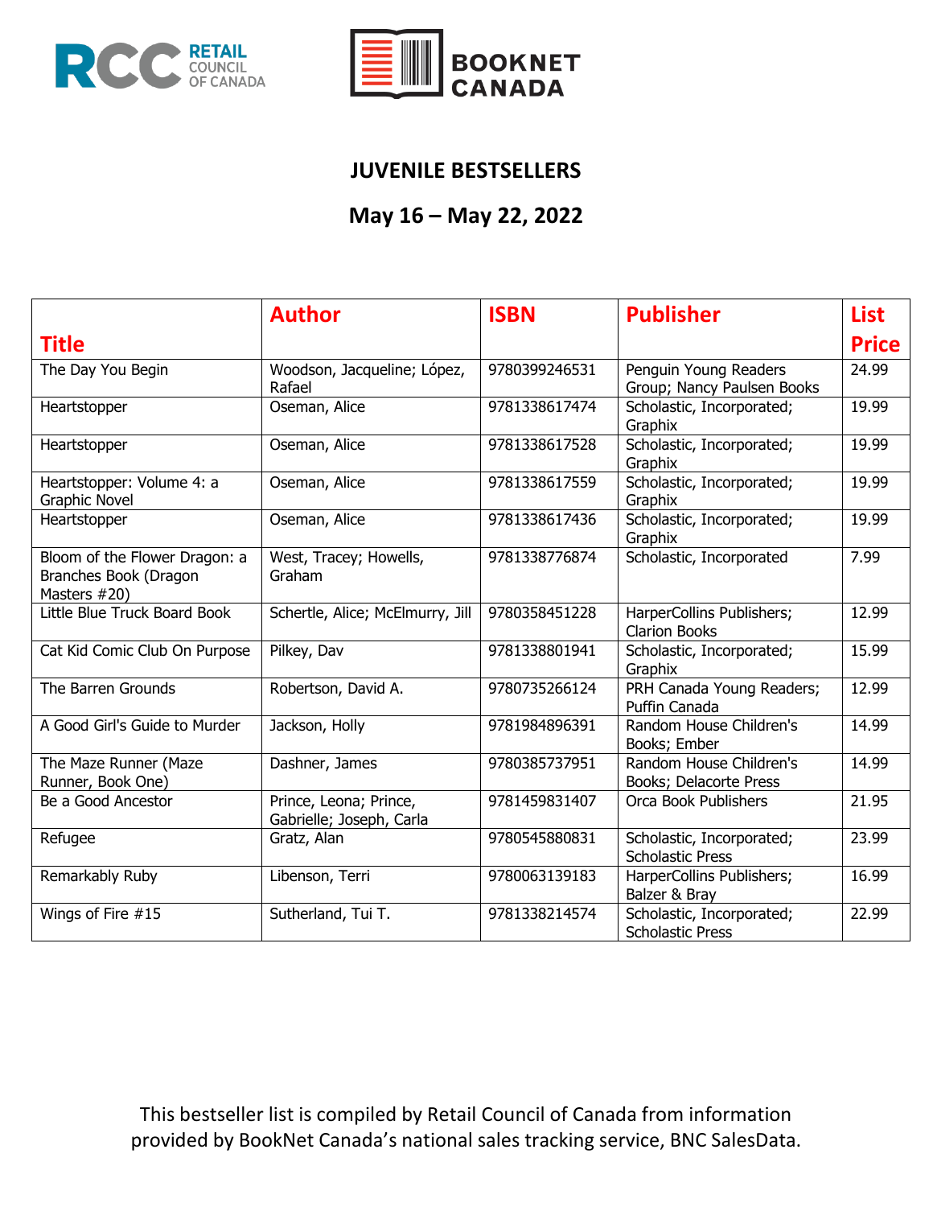## JUVENILE BESTSELLERS

## May 16 – May 22, 2022

| Title | Author | ISBN | Publisher | List Price |
| --- | --- | --- | --- | --- |
| The Day You Begin | Woodson, Jacqueline; López, Rafael | 9780399246531 | Penguin Young Readers Group; Nancy Paulsen Books | 24.99 |
| Heartstopper | Oseman, Alice | 9781338617474 | Scholastic, Incorporated; Graphix | 19.99 |
| Heartstopper | Oseman, Alice | 9781338617528 | Scholastic, Incorporated; Graphix | 19.99 |
| Heartstopper: Volume 4: a Graphic Novel | Oseman, Alice | 9781338617559 | Scholastic, Incorporated; Graphix | 19.99 |
| Heartstopper | Oseman, Alice | 9781338617436 | Scholastic, Incorporated; Graphix | 19.99 |
| Bloom of the Flower Dragon: a Branches Book (Dragon Masters #20) | West, Tracey; Howells, Graham | 9781338776874 | Scholastic, Incorporated | 7.99 |
| Little Blue Truck Board Book | Schertle, Alice; McElmurry, Jill | 9780358451228 | HarperCollins Publishers; Clarion Books | 12.99 |
| Cat Kid Comic Club On Purpose | Pilkey, Dav | 9781338801941 | Scholastic, Incorporated; Graphix | 15.99 |
| The Barren Grounds | Robertson, David A. | 9780735266124 | PRH Canada Young Readers; Puffin Canada | 12.99 |
| A Good Girl's Guide to Murder | Jackson, Holly | 9781984896391 | Random House Children's Books; Ember | 14.99 |
| The Maze Runner (Maze Runner, Book One) | Dashner, James | 9780385737951 | Random House Children's Books; Delacorte Press | 14.99 |
| Be a Good Ancestor | Prince, Leona; Prince, Gabrielle; Joseph, Carla | 9781459831407 | Orca Book Publishers | 21.95 |
| Refugee | Gratz, Alan | 9780545880831 | Scholastic, Incorporated; Scholastic Press | 23.99 |
| Remarkably Ruby | Libenson, Terri | 9780063139183 | HarperCollins Publishers; Balzer & Bray | 16.99 |
| Wings of Fire #15 | Sutherland, Tui T. | 9781338214574 | Scholastic, Incorporated; Scholastic Press | 22.99 |

This bestseller list is compiled by Retail Council of Canada from information provided by BookNet Canada's national sales tracking service, BNC SalesData.